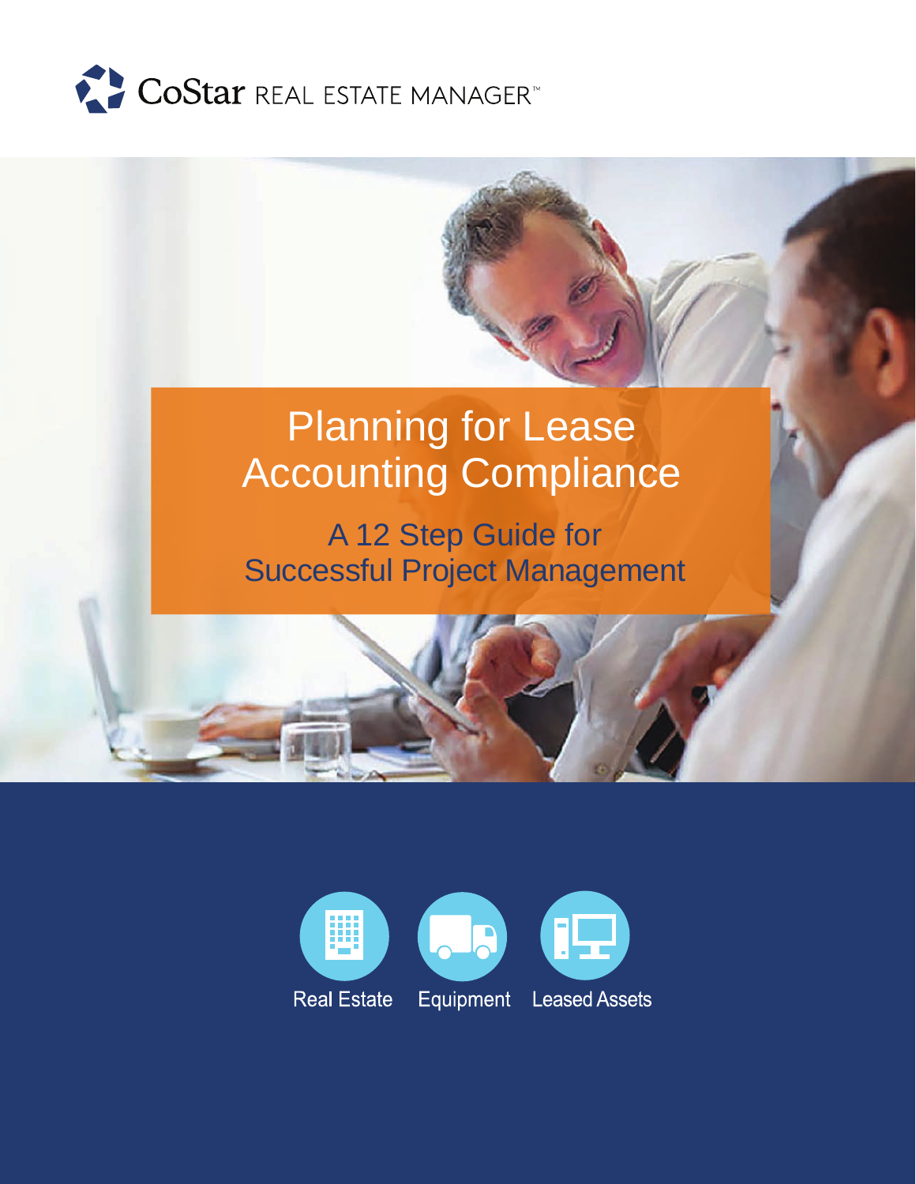CoStar REAL ESTATE MANAGER™

# Planning for Lease Accounting Compliance

## A 12 Step Guide for Successful Project Management

Real Estate

Equipment

Leased Assets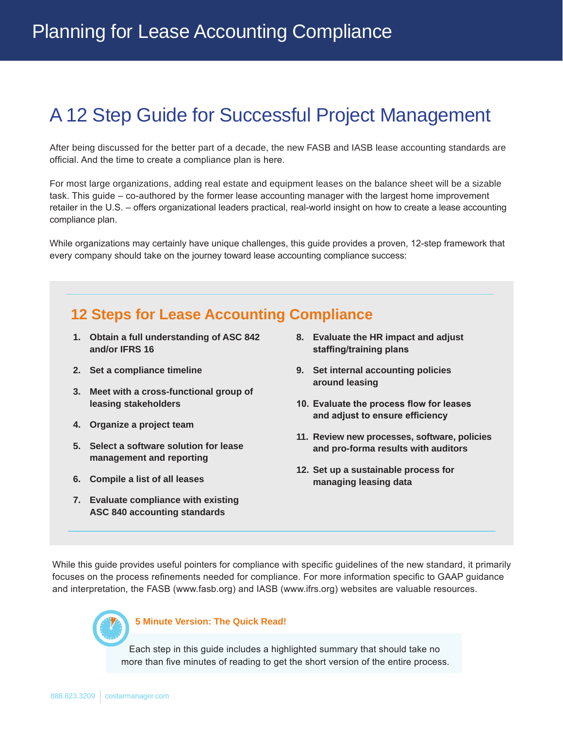# Planning for Lease Accounting Compliance

## A 12 Step Guide for Successful Project Management

After being discussed for the better part of a decade, the new FASB and IASB lease accounting standards are official. And the time to create a compliance plan is here.

For most large organizations, adding real estate and equipment leases on the balance sheet will be a sizable task. This guide – co-authored by the former lease accounting manager with the largest home improvement retailer in the U.S. – offers organizational leaders practical, real-world insight on how to create a lease accounting compliance plan.

While organizations may certainly have unique challenges, this guide provides a proven, 12-step framework that every company should take on the journey toward lease accounting compliance success:

### 12 Steps for Lease Accounting Compliance

1. **Obtain a full understanding of ASC 842 and/or IFRS 16**
2. **Set a compliance timeline**
3. **Meet with a cross-functional group of leasing stakeholders**
4. **Organize a project team**
5. **Select a software solution for lease management and reporting**
6. **Compile a list of all leases**
7. **Evaluate compliance with existing ASC 840 accounting standards**
8. **Evaluate the HR impact and adjust staffing/training plans**
9. **Set internal accounting policies around leasing**
10. **Evaluate the process flow for leases and adjust to ensure efficiency**
11. **Review new processes, software, policies and pro-forma results with auditors**
12. **Set up a sustainable process for managing leasing data**

While this guide provides useful pointers for compliance with specific guidelines of the new standard, it primarily focuses on the process refinements needed for compliance. For more information specific to GAAP guidance and interpretation, the FASB (www.fasb.org) and IASB (www.ifrs.org) websites are valuable resources.

**5 Minute Version: The Quick Read!**

Each step in this guide includes a highlighted summary that should take no more than five minutes of reading to get the short version of the entire process.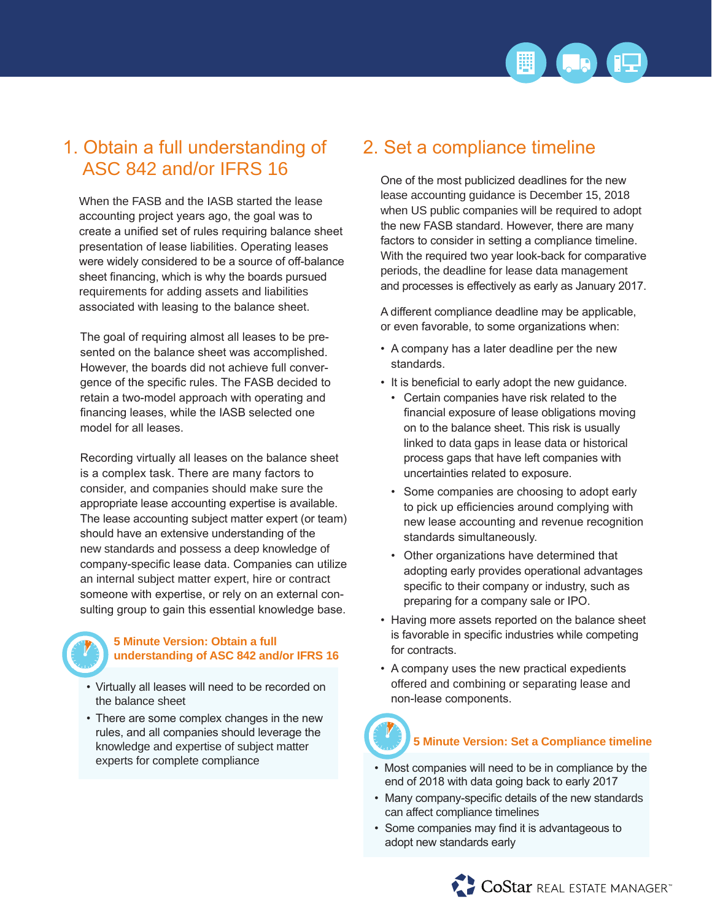## 1. Obtain a full understanding of ASC 842 and/or IFRS 16

When the FASB and the IASB started the lease accounting project years ago, the goal was to create a unified set of rules requiring balance sheet presentation of lease liabilities. Operating leases were widely considered to be a source of off-balance sheet financing, which is why the boards pursued requirements for adding assets and liabilities associated with leasing to the balance sheet.

The goal of requiring almost all leases to be presented on the balance sheet was accomplished. However, the boards did not achieve full convergence of the specific rules. The FASB decided to retain a two-model approach with operating and financing leases, while the IASB selected one model for all leases.

Recording virtually all leases on the balance sheet is a complex task. There are many factors to consider, and companies should make sure the appropriate lease accounting expertise is available. The lease accounting subject matter expert (or team) should have an extensive understanding of the new standards and possess a deep knowledge of company-specific lease data. Companies can utilize an internal subject matter expert, hire or contract someone with expertise, or rely on an external consulting group to gain this essential knowledge base.

**5 Minute Version: Obtain a full understanding of ASC 842 and/or IFRS 16**

- Virtually all leases will need to be recorded on the balance sheet
- There are some complex changes in the new rules, and all companies should leverage the knowledge and expertise of subject matter experts for complete compliance

## 2. Set a compliance timeline

One of the most publicized deadlines for the new lease accounting guidance is December 15, 2018 when US public companies will be required to adopt the new FASB standard. However, there are many factors to consider in setting a compliance timeline. With the required two year look-back for comparative periods, the deadline for lease data management and processes is effectively as early as January 2017.

A different compliance deadline may be applicable, or even favorable, to some organizations when:

- A company has a later deadline per the new standards.
- It is beneficial to early adopt the new guidance.
  - Certain companies have risk related to the financial exposure of lease obligations moving on to the balance sheet. This risk is usually linked to data gaps in lease data or historical process gaps that have left companies with uncertainties related to exposure.
  - Some companies are choosing to adopt early to pick up efficiencies around complying with new lease accounting and revenue recognition standards simultaneously.
  - Other organizations have determined that adopting early provides operational advantages specific to their company or industry, such as preparing for a company sale or IPO.
- Having more assets reported on the balance sheet is favorable in specific industries while competing for contracts.
- A company uses the new practical expedients offered and combining or separating lease and non-lease components.

**5 Minute Version: Set a Compliance timeline**

- Most companies will need to be in compliance by the end of 2018 with data going back to early 2017
- Many company-specific details of the new standards can affect compliance timelines
- Some companies may find it is advantageous to adopt new standards early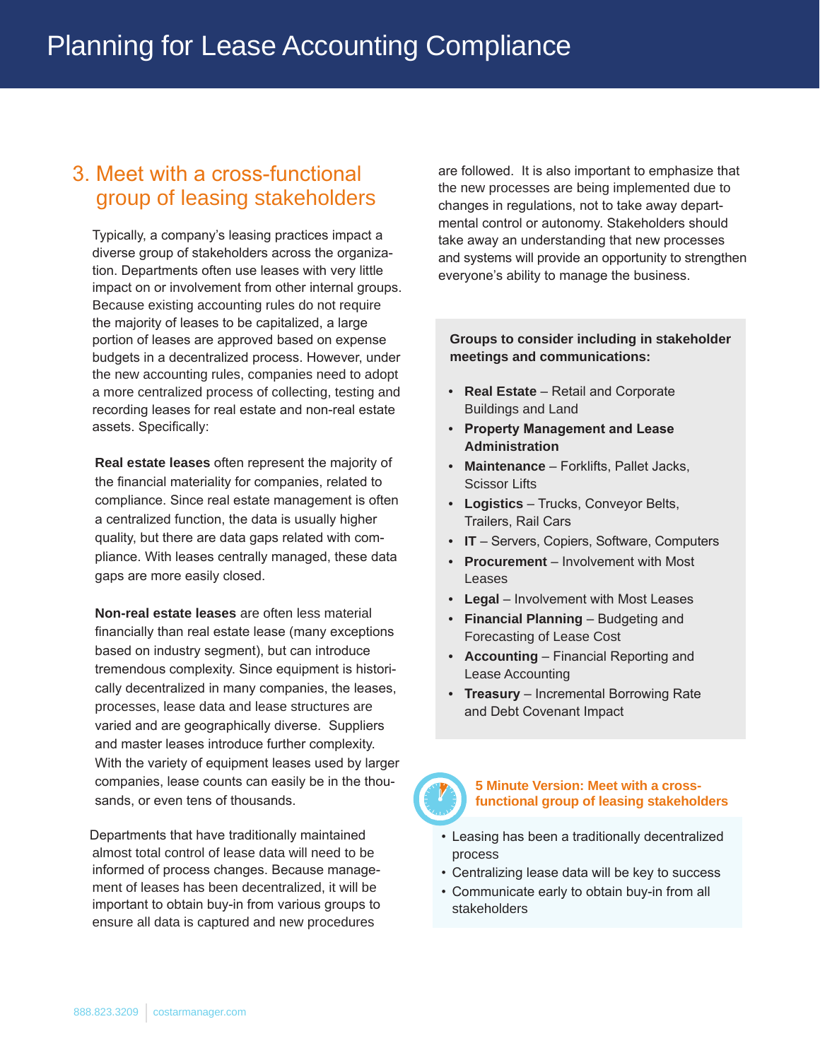## 3. Meet with a cross-functional group of leasing stakeholders

Typically, a company's leasing practices impact a diverse group of stakeholders across the organization. Departments often use leases with very little impact on or involvement from other internal groups. Because existing accounting rules do not require the majority of leases to be capitalized, a large portion of leases are approved based on expense budgets in a decentralized process. However, under the new accounting rules, companies need to adopt a more centralized process of collecting, testing and recording leases for real estate and non-real estate assets. Specifically:

**Real estate leases** often represent the majority of the financial materiality for companies, related to compliance. Since real estate management is often a centralized function, the data is usually higher quality, but there are data gaps related with compliance. With leases centrally managed, these data gaps are more easily closed.

**Non-real estate leases** are often less material financially than real estate lease (many exceptions based on industry segment), but can introduce tremendous complexity. Since equipment is historically decentralized in many companies, the leases, processes, lease data and lease structures are varied and are geographically diverse. Suppliers and master leases introduce further complexity. With the variety of equipment leases used by larger companies, lease counts can easily be in the thousands, or even tens of thousands.

Departments that have traditionally maintained almost total control of lease data will need to be informed of process changes. Because management of leases has been decentralized, it will be important to obtain buy-in from various groups to ensure all data is captured and new procedures are followed. It is also important to emphasize that the new processes are being implemented due to changes in regulations, not to take away departmental control or autonomy. Stakeholders should take away an understanding that new processes and systems will provide an opportunity to strengthen everyone's ability to manage the business.

**Groups to consider including in stakeholder meetings and communications:**

- **Real Estate** – Retail and Corporate Buildings and Land
- **Property Management and Lease Administration**
- **Maintenance** – Forklifts, Pallet Jacks, Scissor Lifts
- **Logistics** – Trucks, Conveyor Belts, Trailers, Rail Cars
- **IT** – Servers, Copiers, Software, Computers
- **Procurement** – Involvement with Most Leases
- **Legal** – Involvement with Most Leases
- **Financial Planning** – Budgeting and Forecasting of Lease Cost
- **Accounting** – Financial Reporting and Lease Accounting
- **Treasury** – Incremental Borrowing Rate and Debt Covenant Impact

**5 Minute Version: Meet with a cross-functional group of leasing stakeholders**

- Leasing has been a traditionally decentralized process
- Centralizing lease data will be key to success
- Communicate early to obtain buy-in from all stakeholders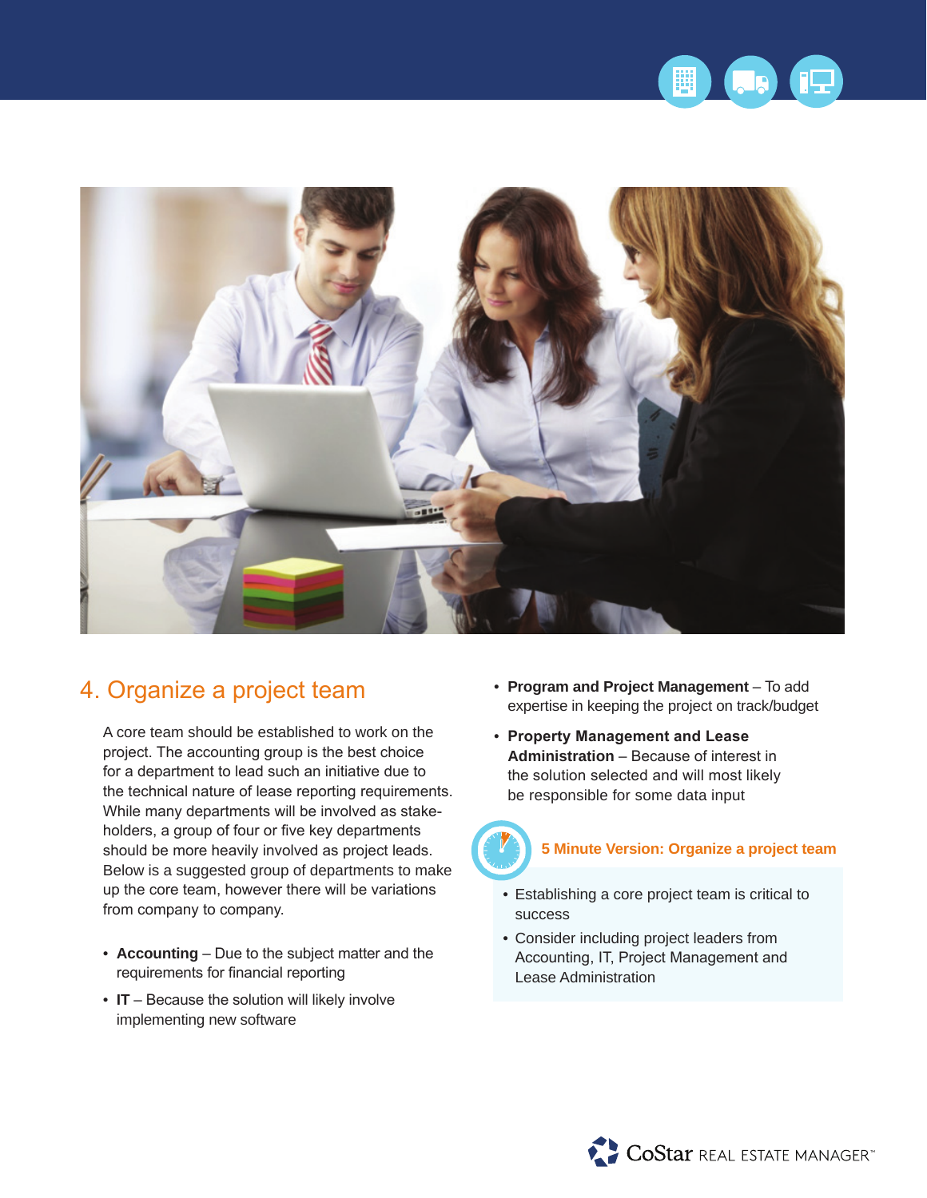## 4. Organize a project team

A core team should be established to work on the project. The accounting group is the best choice for a department to lead such an initiative due to the technical nature of lease reporting requirements. While many departments will be involved as stake-holders, a group of four or five key departments should be more heavily involved as project leads. Below is a suggested group of departments to make up the core team, however there will be variations from company to company.

- **Accounting** – Due to the subject matter and the requirements for financial reporting
- **IT** – Because the solution will likely involve implementing new software
- **Program and Project Management** – To add expertise in keeping the project on track/budget
- **Property Management and Lease Administration** – Because of interest in the solution selected and will most likely be responsible for some data input

### 5 Minute Version: Organize a project team

- Establishing a core project team is critical to success
- Consider including project leaders from Accounting, IT, Project Management and Lease Administration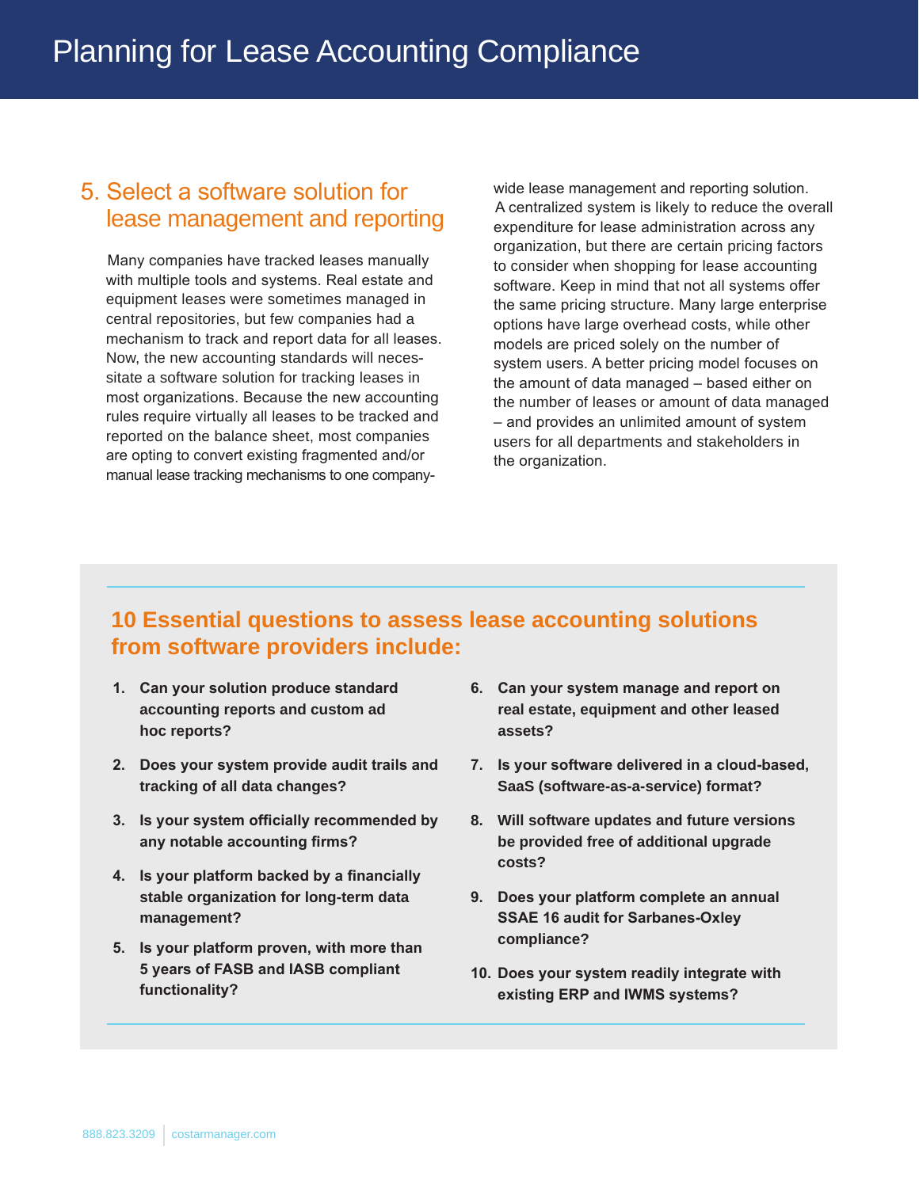# Planning for Lease Accounting Compliance

## 5. Select a software solution for lease management and reporting

Many companies have tracked leases manually with multiple tools and systems. Real estate and equipment leases were sometimes managed in central repositories, but few companies had a mechanism to track and report data for all leases. Now, the new accounting standards will necessitate a software solution for tracking leases in most organizations. Because the new accounting rules require virtually all leases to be tracked and reported on the balance sheet, most companies are opting to convert existing fragmented and/or manual lease tracking mechanisms to one company-wide lease management and reporting solution. A centralized system is likely to reduce the overall expenditure for lease administration across any organization, but there are certain pricing factors to consider when shopping for lease accounting software. Keep in mind that not all systems offer the same pricing structure. Many large enterprise options have large overhead costs, while other models are priced solely on the number of system users. A better pricing model focuses on the amount of data managed – based either on the number of leases or amount of data managed – and provides an unlimited amount of system users for all departments and stakeholders in the organization.

### 10 Essential questions to assess lease accounting solutions from software providers include:

1. **Can your solution produce standard accounting reports and custom ad hoc reports?**
2. **Does your system provide audit trails and tracking of all data changes?**
3. **Is your system officially recommended by any notable accounting firms?**
4. **Is your platform backed by a financially stable organization for long-term data management?**
5. **Is your platform proven, with more than 5 years of FASB and IASB compliant functionality?**
6. **Can your system manage and report on real estate, equipment and other leased assets?**
7. **Is your software delivered in a cloud-based, SaaS (software-as-a-service) format?**
8. **Will software updates and future versions be provided free of additional upgrade costs?**
9. **Does your platform complete an annual SSAE 16 audit for Sarbanes-Oxley compliance?**
10. **Does your system readily integrate with existing ERP and IWMS systems?**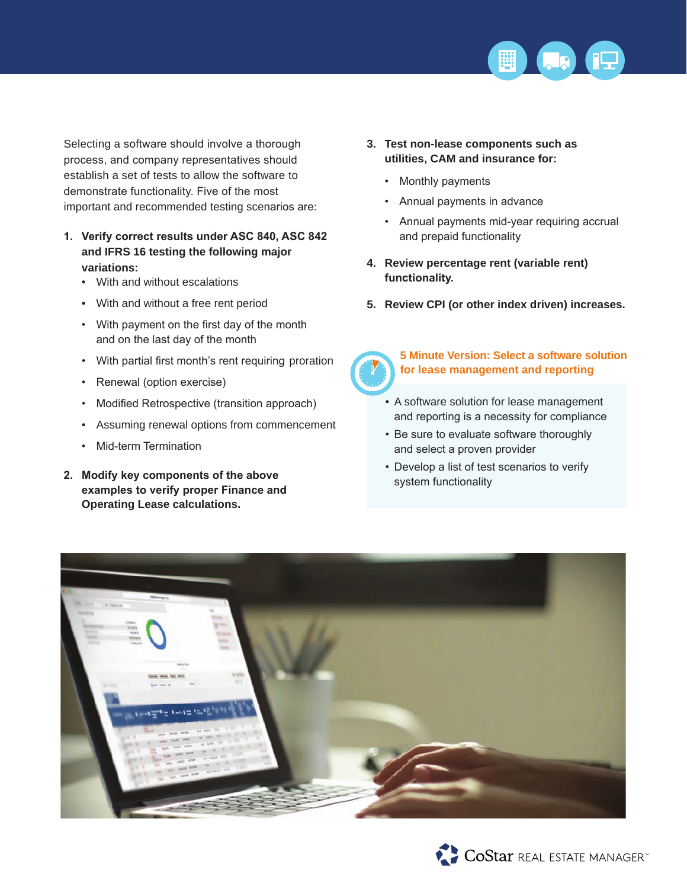Selecting a software should involve a thorough process, and company representatives should establish a set of tests to allow the software to demonstrate functionality. Five of the most important and recommended testing scenarios are:

1. **Verify correct results under ASC 840, ASC 842 and IFRS 16 testing the following major variations:**
   - With and without escalations
   - With and without a free rent period
   - With payment on the first day of the month and on the last day of the month
   - With partial first month's rent requiring proration
   - Renewal (option exercise)
   - Modified Retrospective (transition approach)
   - Assuming renewal options from commencement
   - Mid-term Termination
2. **Modify key components of the above examples to verify proper Finance and Operating Lease calculations.**
3. **Test non-lease components such as utilities, CAM and insurance for:**
   - Monthly payments
   - Annual payments in advance
   - Annual payments mid-year requiring accrual and prepaid functionality
4. **Review percentage rent (variable rent) functionality.**
5. **Review CPI (or other index driven) increases.**

**5 Minute Version: Select a software solution for lease management and reporting**

- A software solution for lease management and reporting is a necessity for compliance
- Be sure to evaluate software thoroughly and select a proven provider
- Develop a list of test scenarios to verify system functionality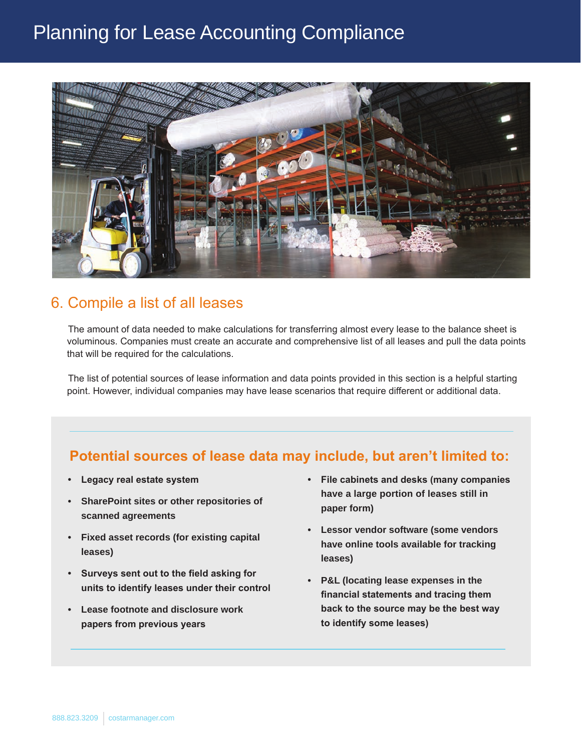# Planning for Lease Accounting Compliance

## 6. Compile a list of all leases

The amount of data needed to make calculations for transferring almost every lease to the balance sheet is voluminous. Companies must create an accurate and comprehensive list of all leases and pull the data points that will be required for the calculations.

The list of potential sources of lease information and data points provided in this section is a helpful starting point. However, individual companies may have lease scenarios that require different or additional data.

### Potential sources of lease data may include, but aren't limited to:

- **Legacy real estate system**
- **SharePoint sites or other repositories of scanned agreements**
- **Fixed asset records (for existing capital leases)**
- **Surveys sent out to the field asking for units to identify leases under their control**
- **Lease footnote and disclosure work papers from previous years**
- **File cabinets and desks (many companies have a large portion of leases still in paper form)**
- **Lessor vendor software (some vendors have online tools available for tracking leases)**
- **P&L (locating lease expenses in the financial statements and tracing them back to the source may be the best way to identify some leases)**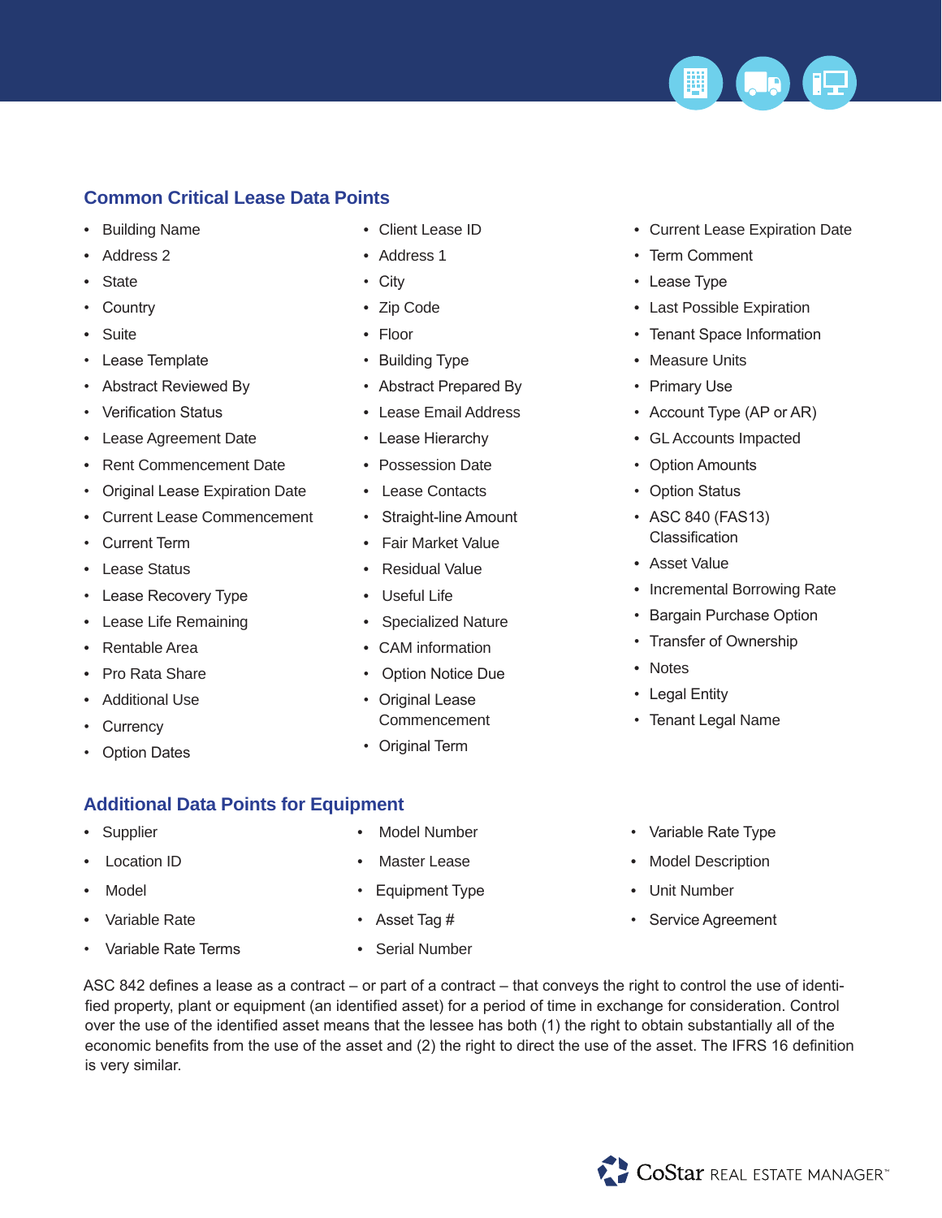## Common Critical Lease Data Points

- Building Name
- Address 2
- State
- Country
- Suite
- Lease Template
- Abstract Reviewed By
- Verification Status
- Lease Agreement Date
- Rent Commencement Date
- Original Lease Expiration Date
- Current Lease Commencement
- Current Term
- Lease Status
- Lease Recovery Type
- Lease Life Remaining
- Rentable Area
- Pro Rata Share
- Additional Use
- Currency
- Option Dates
- Client Lease ID
- Address 1
- City
- Zip Code
- Floor
- Building Type
- Abstract Prepared By
- Lease Email Address
- Lease Hierarchy
- Possession Date
- Lease Contacts
- Straight-line Amount
- Fair Market Value
- Residual Value
- Useful Life
- Specialized Nature
- CAM information
- Option Notice Due
- Original Lease Commencement
- Original Term
- Current Lease Expiration Date
- Term Comment
- Lease Type
- Last Possible Expiration
- Tenant Space Information
- Measure Units
- Primary Use
- Account Type (AP or AR)
- GL Accounts Impacted
- Option Amounts
- Option Status
- ASC 840 (FAS13) Classification
- Asset Value
- Incremental Borrowing Rate
- Bargain Purchase Option
- Transfer of Ownership
- Notes
- Legal Entity
- Tenant Legal Name

## Additional Data Points for Equipment

- Supplier
- Location ID
- Model
- Variable Rate
- Variable Rate Terms
- Model Number
- Master Lease
- Equipment Type
- Asset Tag #
- Serial Number
- Variable Rate Type
- Model Description
- Unit Number
- Service Agreement

ASC 842 defines a lease as a contract – or part of a contract – that conveys the right to control the use of identified property, plant or equipment (an identified asset) for a period of time in exchange for consideration. Control over the use of the identified asset means that the lessee has both (1) the right to obtain substantially all of the economic benefits from the use of the asset and (2) the right to direct the use of the asset. The IFRS 16 definition is very similar.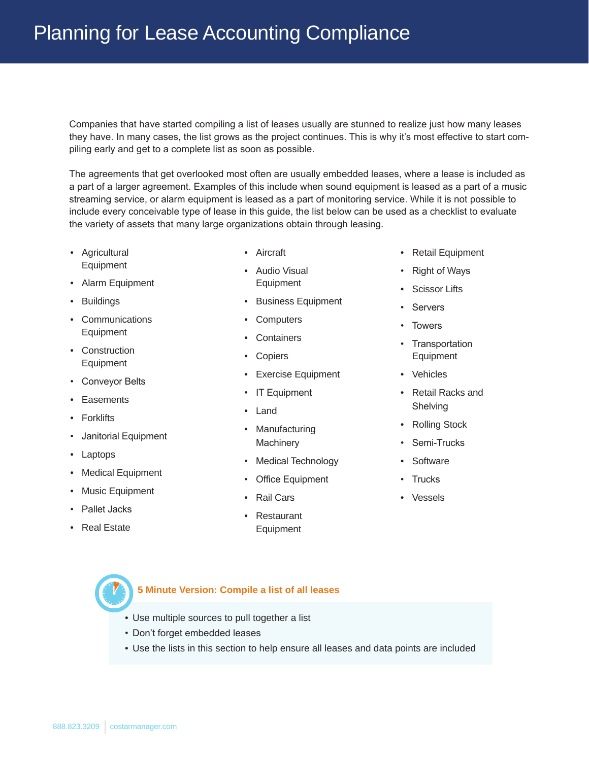# Planning for Lease Accounting Compliance

Companies that have started compiling a list of leases usually are stunned to realize just how many leases they have. In many cases, the list grows as the project continues. This is why it's most effective to start compiling early and get to a complete list as soon as possible.

The agreements that get overlooked most often are usually embedded leases, where a lease is included as a part of a larger agreement. Examples of this include when sound equipment is leased as a part of a music streaming service, or alarm equipment is leased as a part of monitoring service. While it is not possible to include every conceivable type of lease in this guide, the list below can be used as a checklist to evaluate the variety of assets that many large organizations obtain through leasing.

- Agricultural Equipment
- Alarm Equipment
- Buildings
- Communications Equipment
- Construction Equipment
- Conveyor Belts
- Easements
- Forklifts
- Janitorial Equipment
- Laptops
- Medical Equipment
- Music Equipment
- Pallet Jacks
- Real Estate
- Aircraft
- Audio Visual Equipment
- Business Equipment
- Computers
- Containers
- Copiers
- Exercise Equipment
- IT Equipment
- Land
- Manufacturing Machinery
- Medical Technology
- Office Equipment
- Rail Cars
- Restaurant Equipment
- Retail Equipment
- Right of Ways
- Scissor Lifts
- Servers
- Towers
- Transportation Equipment
- Vehicles
- Retail Racks and Shelving
- Rolling Stock
- Semi-Trucks
- Software
- Trucks
- Vessels

**5 Minute Version: Compile a list of all leases**

- Use multiple sources to pull together a list
- Don't forget embedded leases
- Use the lists in this section to help ensure all leases and data points are included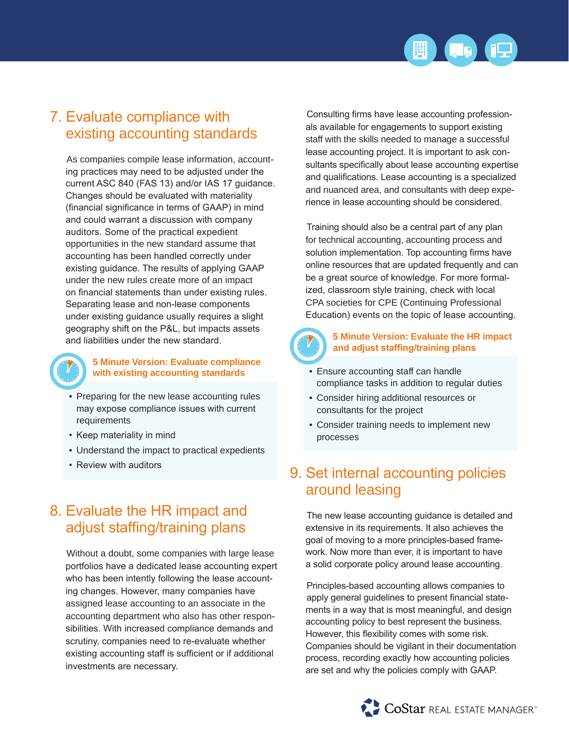## 7. Evaluate compliance with existing accounting standards

As companies compile lease information, accounting practices may need to be adjusted under the current ASC 840 (FAS 13) and/or IAS 17 guidance. Changes should be evaluated with materiality (financial significance in terms of GAAP) in mind and could warrant a discussion with company auditors. Some of the practical expedient opportunities in the new standard assume that accounting has been handled correctly under existing guidance. The results of applying GAAP under the new rules create more of an impact on financial statements than under existing rules. Separating lease and non-lease components under existing guidance usually requires a slight geography shift on the P&L, but impacts assets and liabilities under the new standard.

**5 Minute Version: Evaluate compliance with existing accounting standards**

- Preparing for the new lease accounting rules may expose compliance issues with current requirements
- Keep materiality in mind
- Understand the impact to practical expedients
- Review with auditors

## 8. Evaluate the HR impact and adjust staffing/training plans

Without a doubt, some companies with large lease portfolios have a dedicated lease accounting expert who has been intently following the lease accounting changes. However, many companies have assigned lease accounting to an associate in the accounting department who also has other responsibilities. With increased compliance demands and scrutiny, companies need to re-evaluate whether existing accounting staff is sufficient or if additional investments are necessary.

Consulting firms have lease accounting professionals available for engagements to support existing staff with the skills needed to manage a successful lease accounting project. It is important to ask consultants specifically about lease accounting expertise and qualifications. Lease accounting is a specialized and nuanced area, and consultants with deep experience in lease accounting should be considered.

Training should also be a central part of any plan for technical accounting, accounting process and solution implementation. Top accounting firms have online resources that are updated frequently and can be a great source of knowledge. For more formalized, classroom style training, check with local CPA societies for CPE (Continuing Professional Education) events on the topic of lease accounting.

**5 Minute Version: Evaluate the HR impact and adjust staffing/training plans**

- Ensure accounting staff can handle compliance tasks in addition to regular duties
- Consider hiring additional resources or consultants for the project
- Consider training needs to implement new processes

## 9. Set internal accounting policies around leasing

The new lease accounting guidance is detailed and extensive in its requirements. It also achieves the goal of moving to a more principles-based framework. Now more than ever, it is important to have a solid corporate policy around lease accounting.

Principles-based accounting allows companies to apply general guidelines to present financial statements in a way that is most meaningful, and design accounting policy to best represent the business. However, this flexibility comes with some risk. Companies should be vigilant in their documentation process, recording exactly how accounting policies are set and why the policies comply with GAAP.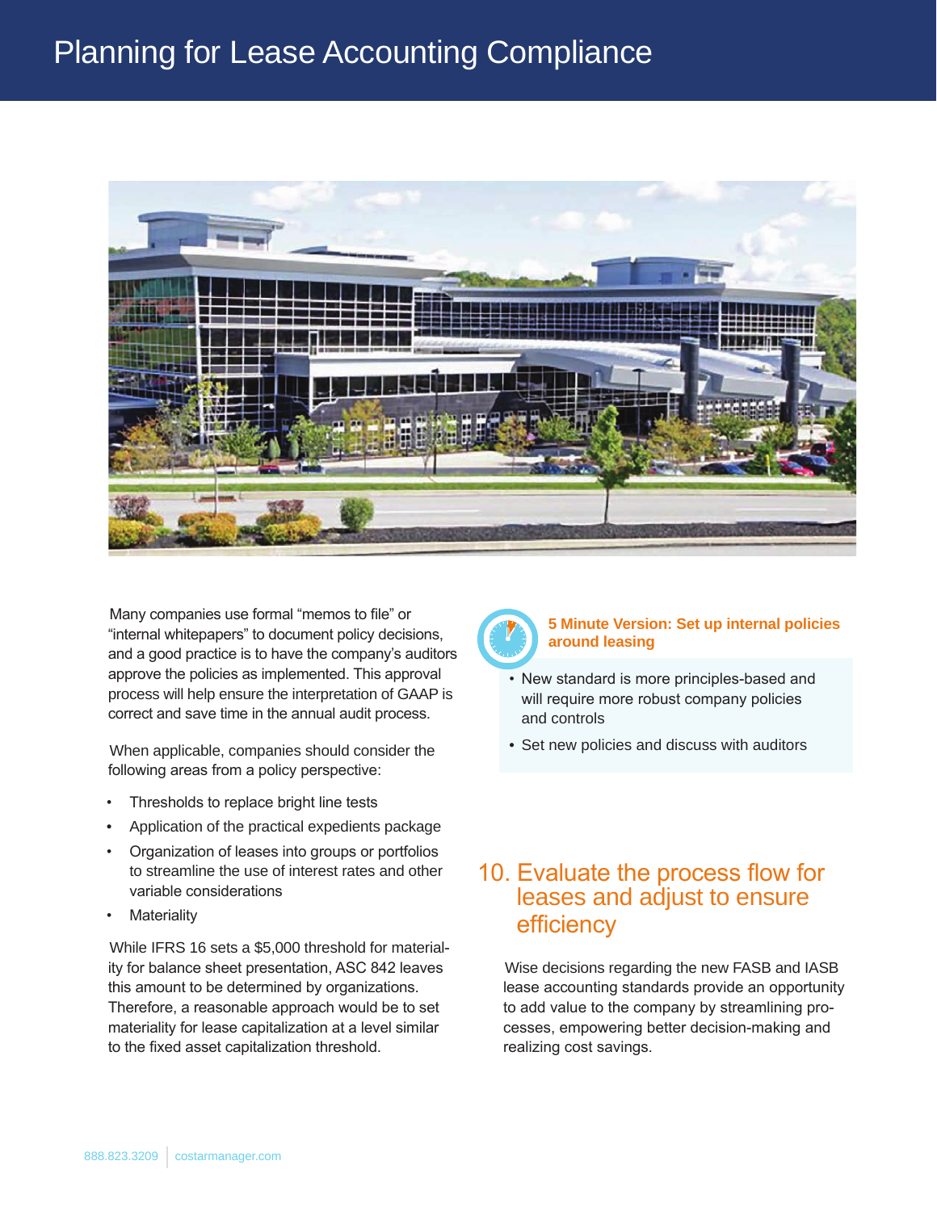# Planning for Lease Accounting Compliance

Many companies use formal "memos to file" or "internal whitepapers" to document policy decisions, and a good practice is to have the company's auditors approve the policies as implemented. This approval process will help ensure the interpretation of GAAP is correct and save time in the annual audit process.

When applicable, companies should consider the following areas from a policy perspective:

- Thresholds to replace bright line tests
- Application of the practical expedients package
- Organization of leases into groups or portfolios to streamline the use of interest rates and other variable considerations
- Materiality

While IFRS 16 sets a $5,000 threshold for materiality for balance sheet presentation, ASC 842 leaves this amount to be determined by organizations. Therefore, a reasonable approach would be to set materiality for lease capitalization at a level similar to the fixed asset capitalization threshold.

**5 Minute Version: Set up internal policies around leasing**

- New standard is more principles-based and will require more robust company policies and controls
- Set new policies and discuss with auditors

## 10. Evaluate the process flow for leases and adjust to ensure efficiency

Wise decisions regarding the new FASB and IASB lease accounting standards provide an opportunity to add value to the company by streamlining processes, empowering better decision-making and realizing cost savings.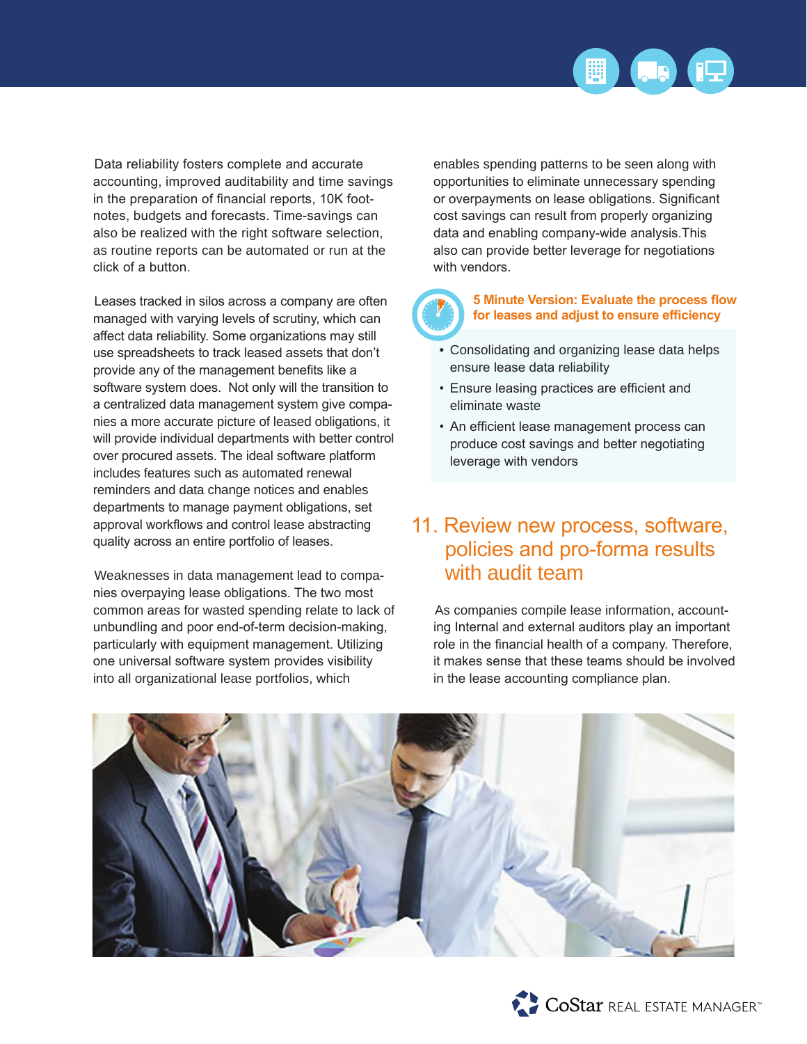Data reliability fosters complete and accurate accounting, improved auditability and time savings in the preparation of financial reports, 10K footnotes, budgets and forecasts. Time-savings can also be realized with the right software selection, as routine reports can be automated or run at the click of a button.

Leases tracked in silos across a company are often managed with varying levels of scrutiny, which can affect data reliability. Some organizations may still use spreadsheets to track leased assets that don't provide any of the management benefits like a software system does. Not only will the transition to a centralized data management system give companies a more accurate picture of leased obligations, it will provide individual departments with better control over procured assets. The ideal software platform includes features such as automated renewal reminders and data change notices and enables departments to manage payment obligations, set approval workflows and control lease abstracting quality across an entire portfolio of leases.

Weaknesses in data management lead to companies overpaying lease obligations. The two most common areas for wasted spending relate to lack of unbundling and poor end-of-term decision-making, particularly with equipment management. Utilizing one universal software system provides visibility into all organizational lease portfolios, which enables spending patterns to be seen along with opportunities to eliminate unnecessary spending or overpayments on lease obligations. Significant cost savings can result from properly organizing data and enabling company-wide analysis.This also can provide better leverage for negotiations with vendors.

**5 Minute Version: Evaluate the process flow for leases and adjust to ensure efficiency**

- Consolidating and organizing lease data helps ensure lease data reliability
- Ensure leasing practices are efficient and eliminate waste
- An efficient lease management process can produce cost savings and better negotiating leverage with vendors

## 11. Review new process, software, policies and pro-forma results with audit team

As companies compile lease information, accounting Internal and external auditors play an important role in the financial health of a company. Therefore, it makes sense that these teams should be involved in the lease accounting compliance plan.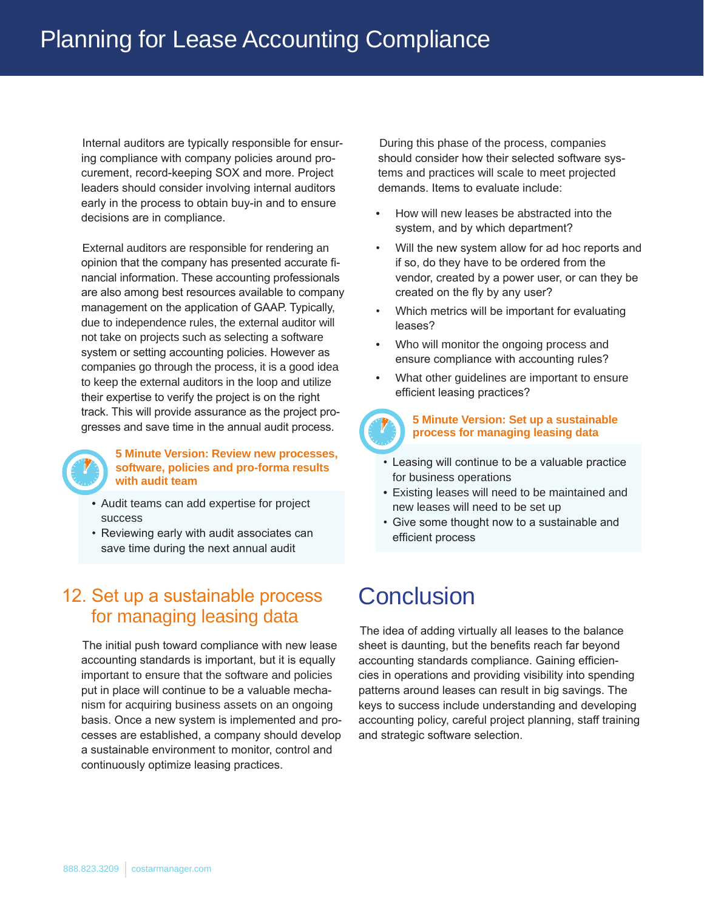Internal auditors are typically responsible for ensuring compliance with company policies around procurement, record-keeping SOX and more. Project leaders should consider involving internal auditors early in the process to obtain buy-in and to ensure decisions are in compliance.

External auditors are responsible for rendering an opinion that the company has presented accurate financial information. These accounting professionals are also among best resources available to company management on the application of GAAP. Typically, due to independence rules, the external auditor will not take on projects such as selecting a software system or setting accounting policies. However as companies go through the process, it is a good idea to keep the external auditors in the loop and utilize their expertise to verify the project is on the right track. This will provide assurance as the project progresses and save time in the annual audit process.

**5 Minute Version: Review new processes, software, policies and pro-forma results with audit team**

- Audit teams can add expertise for project success
- Reviewing early with audit associates can save time during the next annual audit

## 12. Set up a sustainable process for managing leasing data

The initial push toward compliance with new lease accounting standards is important, but it is equally important to ensure that the software and policies put in place will continue to be a valuable mechanism for acquiring business assets on an ongoing basis. Once a new system is implemented and processes are established, a company should develop a sustainable environment to monitor, control and continuously optimize leasing practices.

During this phase of the process, companies should consider how their selected software systems and practices will scale to meet projected demands. Items to evaluate include:

- How will new leases be abstracted into the system, and by which department?
- Will the new system allow for ad hoc reports and if so, do they have to be ordered from the vendor, created by a power user, or can they be created on the fly by any user?
- Which metrics will be important for evaluating leases?
- Who will monitor the ongoing process and ensure compliance with accounting rules?
- What other guidelines are important to ensure efficient leasing practices?

**5 Minute Version: Set up a sustainable process for managing leasing data**

- Leasing will continue to be a valuable practice for business operations
- Existing leases will need to be maintained and new leases will need to be set up
- Give some thought now to a sustainable and efficient process

# Conclusion

The idea of adding virtually all leases to the balance sheet is daunting, but the benefits reach far beyond accounting standards compliance. Gaining efficiencies in operations and providing visibility into spending patterns around leases can result in big savings. The keys to success include understanding and developing accounting policy, careful project planning, staff training and strategic software selection.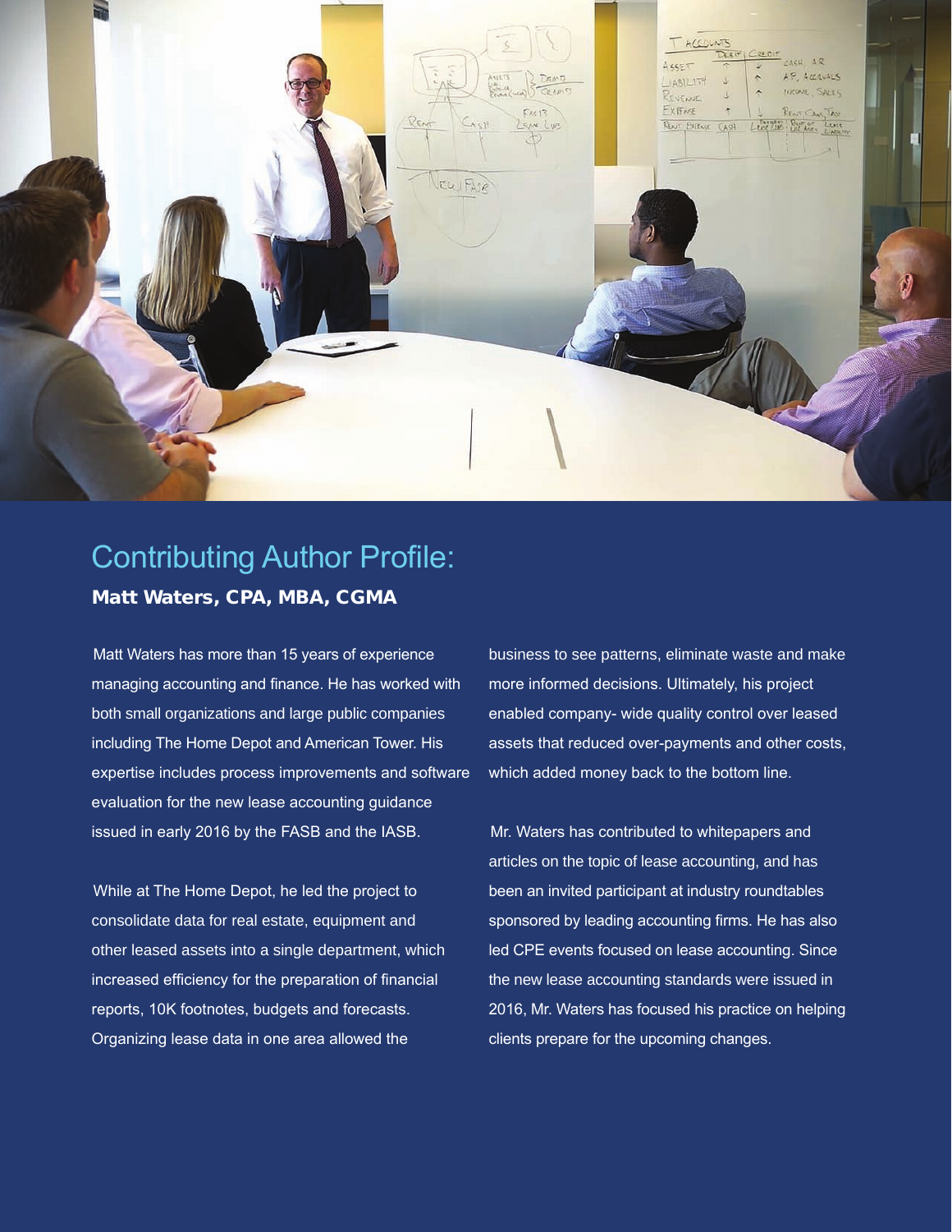## Contributing Author Profile:

**Matt Waters, CPA, MBA, CGMA**

Matt Waters has more than 15 years of experience managing accounting and finance. He has worked with both small organizations and large public companies including The Home Depot and American Tower. His expertise includes process improvements and software evaluation for the new lease accounting guidance issued in early 2016 by the FASB and the IASB.

While at The Home Depot, he led the project to consolidate data for real estate, equipment and other leased assets into a single department, which increased efficiency for the preparation of financial reports, 10K footnotes, budgets and forecasts. Organizing lease data in one area allowed the business to see patterns, eliminate waste and make more informed decisions. Ultimately, his project enabled company- wide quality control over leased assets that reduced over-payments and other costs, which added money back to the bottom line.

Mr. Waters has contributed to whitepapers and articles on the topic of lease accounting, and has been an invited participant at industry roundtables sponsored by leading accounting firms. He has also led CPE events focused on lease accounting. Since the new lease accounting standards were issued in 2016, Mr. Waters has focused his practice on helping clients prepare for the upcoming changes.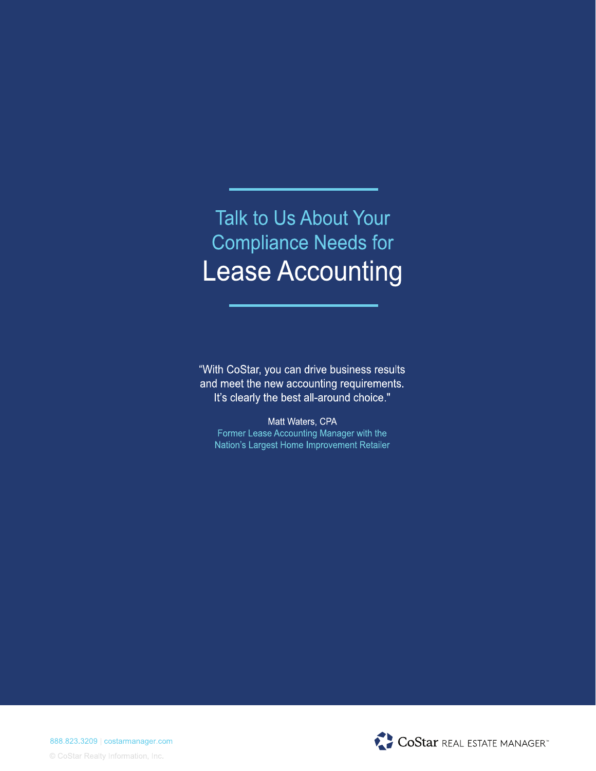# Talk to Us About Your Compliance Needs for Lease Accounting

"With CoStar, you can drive business results and meet the new accounting requirements. It's clearly the best all-around choice."

Matt Waters, CPA
Former Lease Accounting Manager with the Nation's Largest Home Improvement Retailer

888.823.3209 | costarmanager.com

© CoStar Realty Information, Inc.

CoStar REAL ESTATE MANAGER™